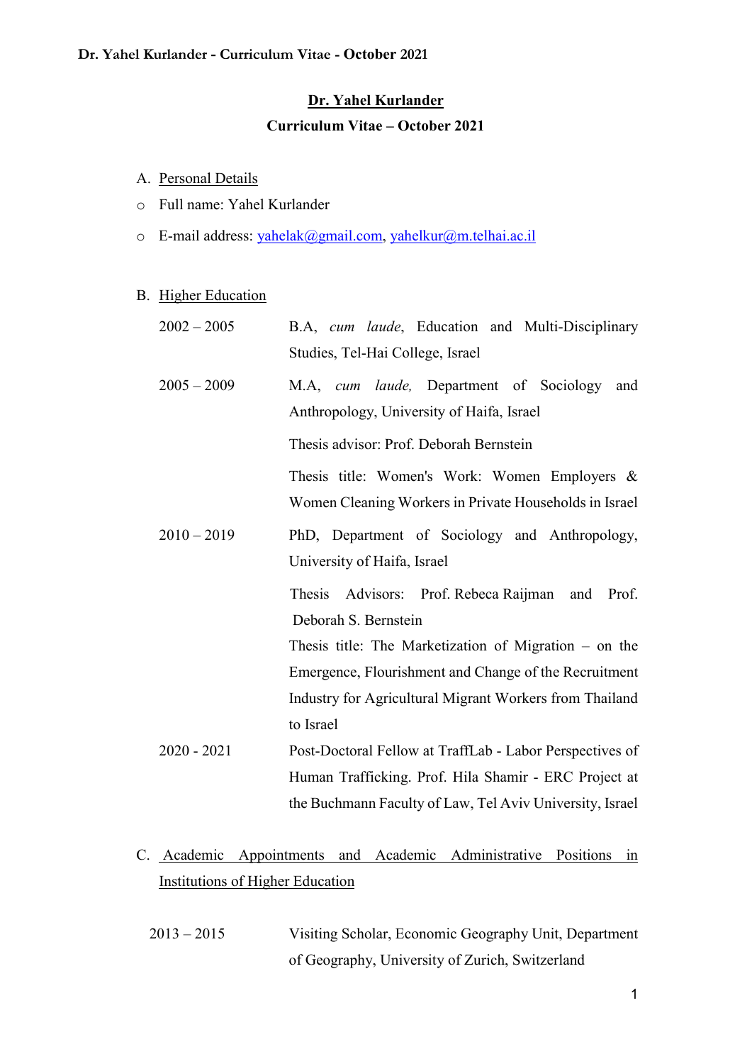# Dr. Yahel Kurlander

**Curriculum Vitae – October 2021**

## A. Personal Details

- Full name: Yahel Kurlander
- E-mail address: yahelak@gmail.com, yahelkur@m.telhai.ac.il

## B. Higher Education

2002 – 2005 B.A, *cum laude*, Education and Multi-Disciplinary Studies, Tel-Hai College, Israel

2005 – 2009 M.A, *cum laude,* Department of Sociology and Anthropology, University of Haifa, Israel

Thesis advisor: Prof. Deborah Bernstein

Thesis title: Women's Work: Women Employers & Women Cleaning Workers in Private Households in Israel

2010 – 2019 PhD, Department of Sociology and Anthropology, University of Haifa, Israel

Thesis Advisors: Prof. Rebeca Raijman and Prof. Deborah S. Bernstein

Thesis title: The Marketization of Migration – on the Emergence, Flourishment and Change of the Recruitment Industry for Agricultural Migrant Workers from Thailand to Israel

2020 - 2021 Post-Doctoral Fellow at TraffLab - Labor Perspectives of Human Trafficking. Prof. Hila Shamir - ERC Project at the Buchmann Faculty of Law, Tel Aviv University, Israel

## C. Academic Appointments and Academic Administrative Positions in Institutions of Higher Education

2013 – 2015 Visiting Scholar, Economic Geography Unit, Department of Geography, University of Zurich, Switzerland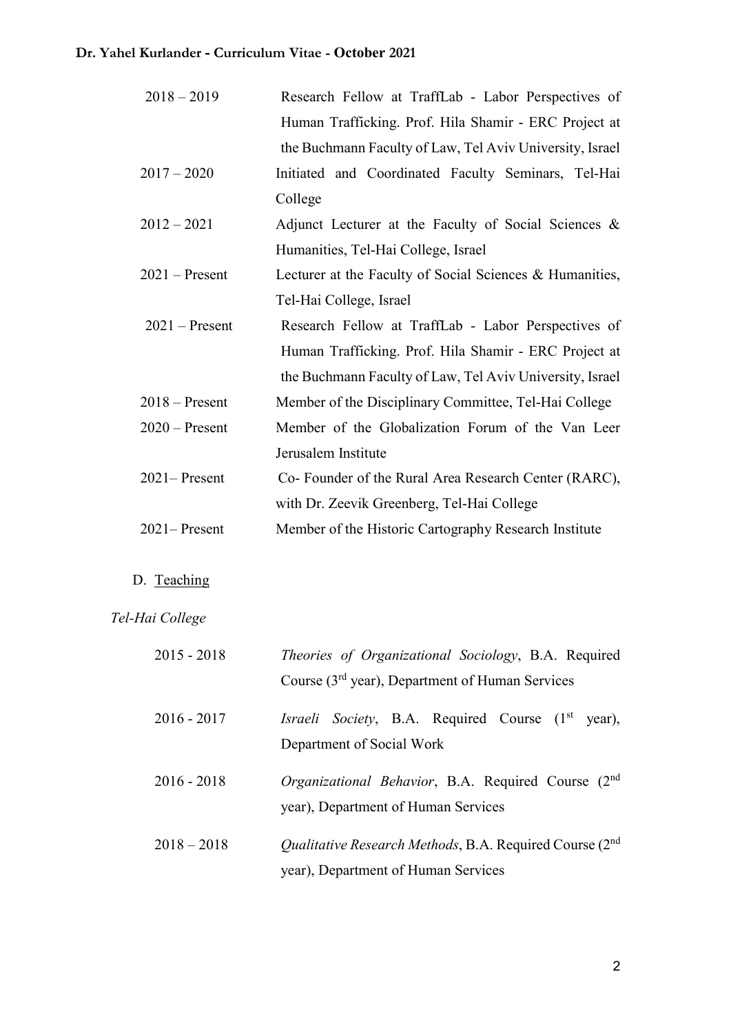| | |
|---|---|
| 2018 – 2019 | Research Fellow at TraffLab - Labor Perspectives of Human Trafficking. Prof. Hila Shamir - ERC Project at the Buchmann Faculty of Law, Tel Aviv University, Israel |
| 2017 – 2020 | Initiated and Coordinated Faculty Seminars, Tel-Hai College |
| 2012 – 2021 | Adjunct Lecturer at the Faculty of Social Sciences & Humanities, Tel-Hai College, Israel |
| 2021 – Present | Lecturer at the Faculty of Social Sciences & Humanities, Tel-Hai College, Israel |
| 2021 – Present | Research Fellow at TraffLab - Labor Perspectives of Human Trafficking. Prof. Hila Shamir - ERC Project at the Buchmann Faculty of Law, Tel Aviv University, Israel |
| 2018 – Present | Member of the Disciplinary Committee, Tel-Hai College |
| 2020 – Present | Member of the Globalization Forum of the Van Leer Jerusalem Institute |
| 2021– Present | Co- Founder of the Rural Area Research Center (RARC), with Dr. Zeevik Greenberg, Tel-Hai College |
| 2021– Present | Member of the Historic Cartography Research Institute |

D. Teaching

*Tel-Hai College*

| | |
|---|---|
| 2015 - 2018 | *Theories of Organizational Sociology*, B.A. Required Course (3rd year), Department of Human Services |
| 2016 - 2017 | *Israeli Society*, B.A. Required Course (1st year), Department of Social Work |
| 2016 - 2018 | *Organizational Behavior*, B.A. Required Course (2nd year), Department of Human Services |
| 2018 – 2018 | *Qualitative Research Methods*, B.A. Required Course (2nd year), Department of Human Services |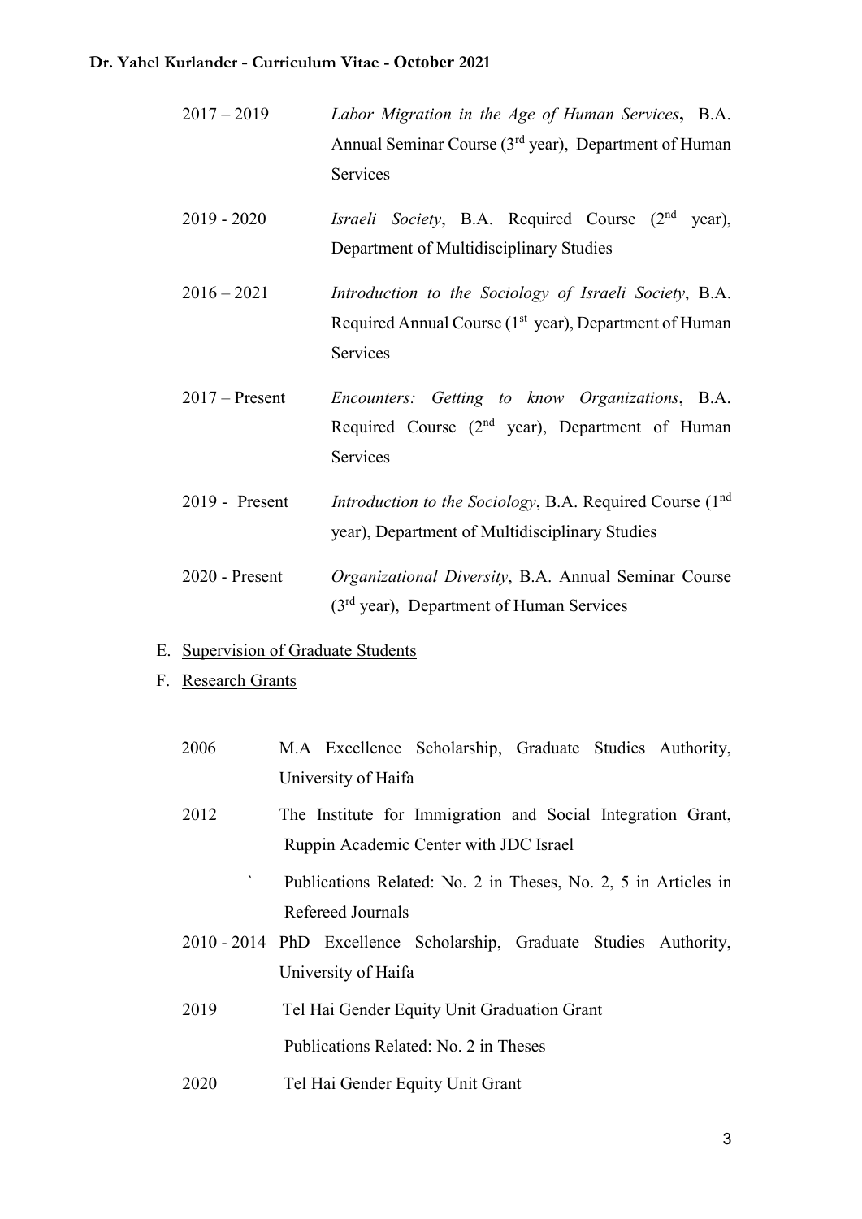2017 – 2019 *Labor Migration in the Age of Human Services*, B.A. Annual Seminar Course (3rd year), Department of Human Services

2019 - 2020 *Israeli Society*, B.A. Required Course (2nd year), Department of Multidisciplinary Studies

2016 – 2021 *Introduction to the Sociology of Israeli Society*, B.A. Required Annual Course (1st year), Department of Human Services

2017 – Present *Encounters: Getting to know Organizations*, B.A. Required Course (2nd year), Department of Human Services

2019 - Present *Introduction to the Sociology*, B.A. Required Course (1nd year), Department of Multidisciplinary Studies

2020 - Present *Organizational Diversity*, B.A. Annual Seminar Course (3rd year), Department of Human Services

E. Supervision of Graduate Students

F. Research Grants

2006 M.A Excellence Scholarship, Graduate Studies Authority, University of Haifa

2012 The Institute for Immigration and Social Integration Grant, Ruppin Academic Center with JDC Israel

` Publications Related: No. 2 in Theses, No. 2, 5 in Articles in Refereed Journals

2010 - 2014 PhD Excellence Scholarship, Graduate Studies Authority, University of Haifa

2019 Tel Hai Gender Equity Unit Graduation Grant

Publications Related: No. 2 in Theses

2020 Tel Hai Gender Equity Unit Grant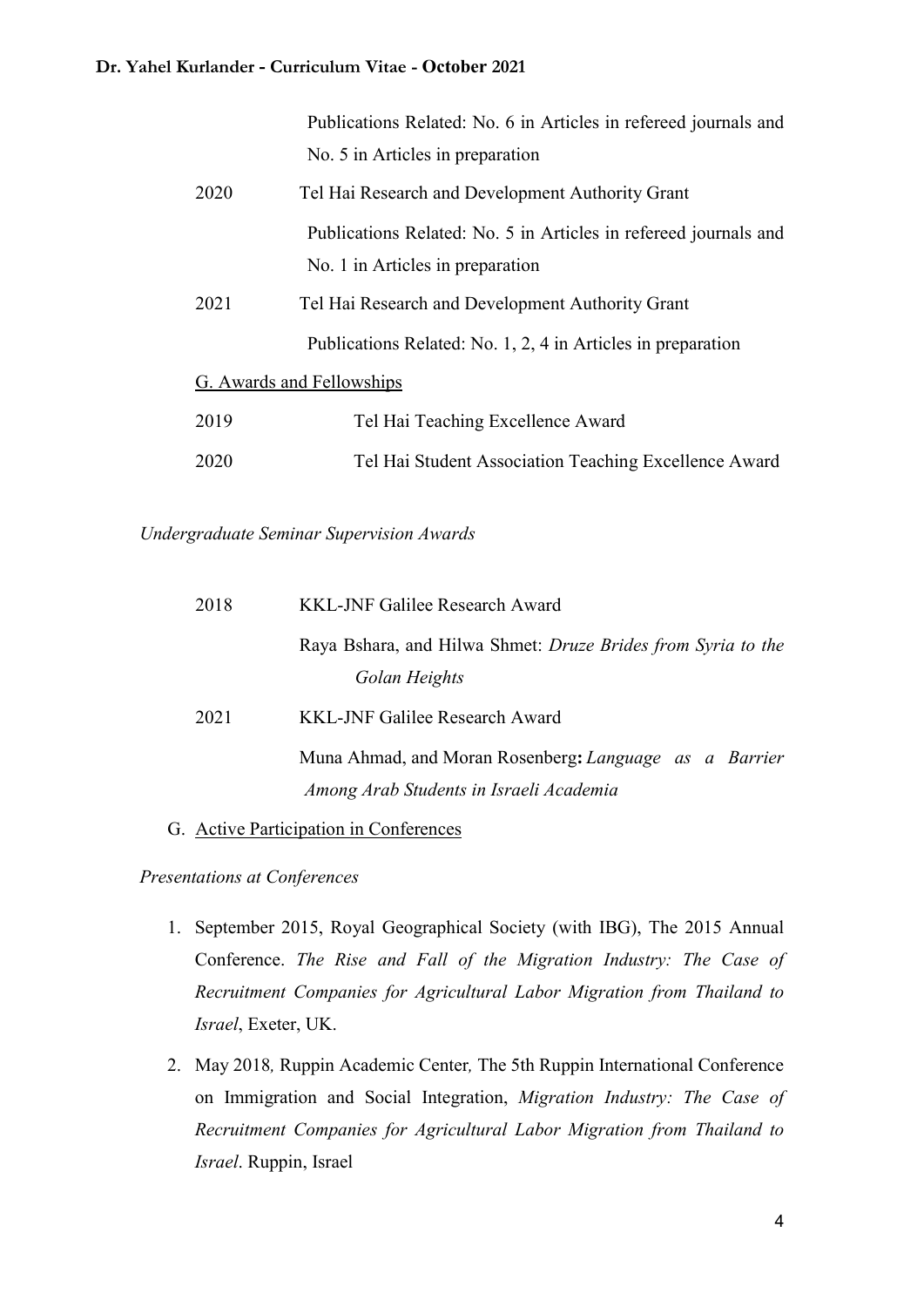Publications Related: No. 6 in Articles in refereed journals and No. 5 in Articles in preparation

2020 Tel Hai Research and Development Authority Grant

Publications Related: No. 5 in Articles in refereed journals and No. 1 in Articles in preparation

2021 Tel Hai Research and Development Authority Grant

Publications Related: No. 1, 2, 4 in Articles in preparation

G. Awards and Fellowships

2019 Tel Hai Teaching Excellence Award

2020 Tel Hai Student Association Teaching Excellence Award

*Undergraduate Seminar Supervision Awards*

2018 KKL-JNF Galilee Research Award

Raya Bshara, and Hilwa Shmet: *Druze Brides from Syria to the Golan Heights*

2021 KKL-JNF Galilee Research Award

Muna Ahmad, and Moran Rosenberg**:** *Language as a Barrier Among Arab Students in Israeli Academia*

G. Active Participation in Conferences

*Presentations at Conferences*

1. September 2015, Royal Geographical Society (with IBG), The 2015 Annual Conference. *The Rise and Fall of the Migration Industry: The Case of Recruitment Companies for Agricultural Labor Migration from Thailand to Israel*, Exeter, UK.
2. May 2018*,* Ruppin Academic Center*,* The 5th Ruppin International Conference on Immigration and Social Integration, *Migration Industry: The Case of Recruitment Companies for Agricultural Labor Migration from Thailand to Israel*. Ruppin, Israel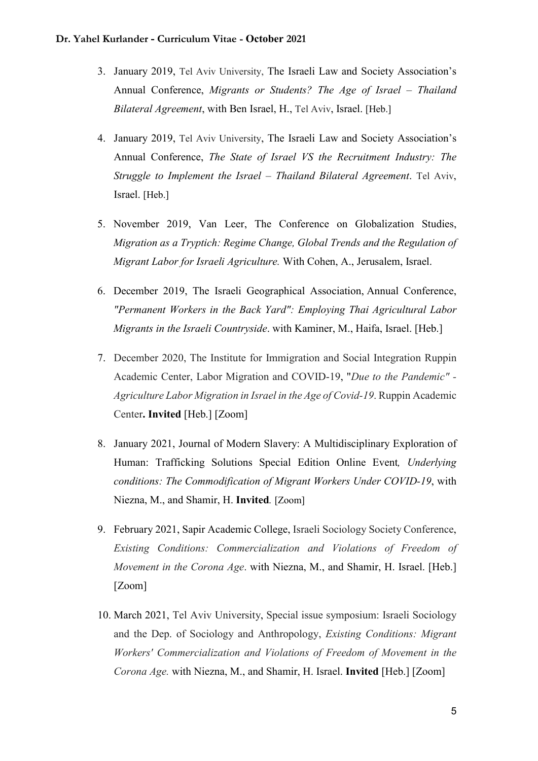3. January 2019, Tel Aviv University, The Israeli Law and Society Association's Annual Conference, *Migrants or Students? The Age of Israel – Thailand Bilateral Agreement*, with Ben Israel, H., Tel Aviv, Israel. [Heb.]

4. January 2019, Tel Aviv University, The Israeli Law and Society Association's Annual Conference, *The State of Israel VS the Recruitment Industry: The Struggle to Implement the Israel – Thailand Bilateral Agreement*. Tel Aviv, Israel. [Heb.]

5. November 2019, Van Leer, The Conference on Globalization Studies, *Migration as a Tryptich: Regime Change, Global Trends and the Regulation of Migrant Labor for Israeli Agriculture.* With Cohen, A., Jerusalem, Israel.

6. December 2019, The Israeli Geographical Association, Annual Conference, *"Permanent Workers in the Back Yard": Employing Thai Agricultural Labor Migrants in the Israeli Countryside*. with Kaminer, M., Haifa, Israel. [Heb.]

7. December 2020, The Institute for Immigration and Social Integration Ruppin Academic Center, Labor Migration and COVID-19, "*Due to the Pandemic" - Agriculture Labor Migration in Israel in the Age of Covid-19*. Ruppin Academic Center**. Invited** [Heb.] [Zoom]

8. January 2021, Journal of Modern Slavery: A Multidisciplinary Exploration of Human: Trafficking Solutions Special Edition Online Event*, Underlying conditions: The Commodification of Migrant Workers Under COVID-19*, with Niezna, M., and Shamir, H. **Invited***.* [Zoom]

9. February 2021, Sapir Academic College, Israeli Sociology Society Conference, *Existing Conditions: Commercialization and Violations of Freedom of Movement in the Corona Age*. with Niezna, M., and Shamir, H. Israel. [Heb.] [Zoom]

10. March 2021, Tel Aviv University, Special issue symposium: Israeli Sociology and the Dep. of Sociology and Anthropology, *Existing Conditions: Migrant Workers' Commercialization and Violations of Freedom of Movement in the Corona Age.* with Niezna, M., and Shamir, H. Israel. **Invited** [Heb.] [Zoom]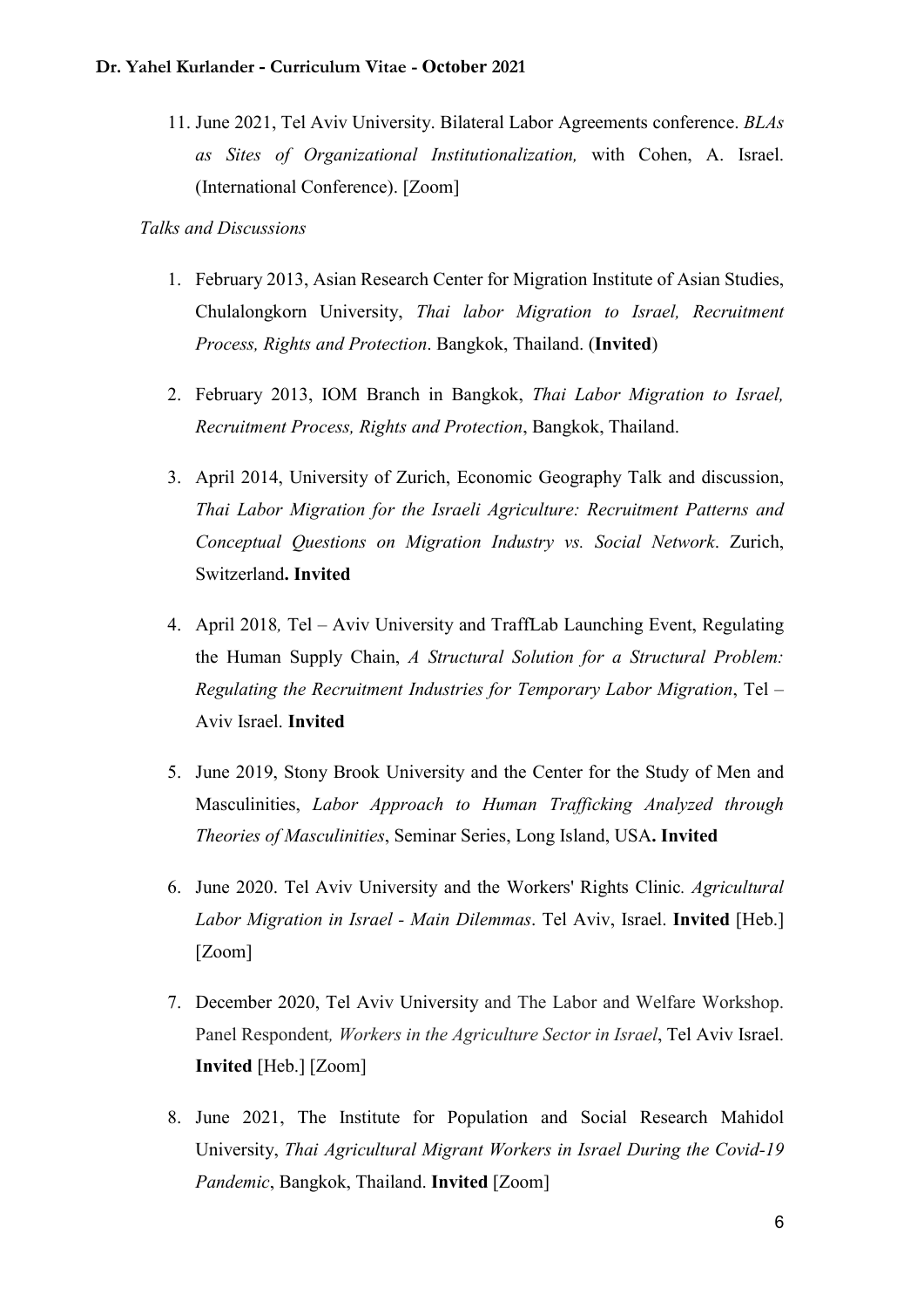11. June 2021, Tel Aviv University. Bilateral Labor Agreements conference. *BLAs as Sites of Organizational Institutionalization,* with Cohen, A. Israel. (International Conference). [Zoom]

*Talks and Discussions*

1. February 2013, Asian Research Center for Migration Institute of Asian Studies, Chulalongkorn University, *Thai labor Migration to Israel, Recruitment Process, Rights and Protection*. Bangkok, Thailand. (**Invited**)

2. February 2013, IOM Branch in Bangkok, *Thai Labor Migration to Israel, Recruitment Process, Rights and Protection*, Bangkok, Thailand.

3. April 2014, University of Zurich, Economic Geography Talk and discussion, *Thai Labor Migration for the Israeli Agriculture: Recruitment Patterns and Conceptual Questions on Migration Industry vs. Social Network*. Zurich, Switzerland**. Invited**

4. April 2018*,* Tel – Aviv University and TraffLab Launching Event, Regulating the Human Supply Chain, *A Structural Solution for a Structural Problem: Regulating the Recruitment Industries for Temporary Labor Migration*, Tel – Aviv Israel. **Invited**

5. June 2019, Stony Brook University and the Center for the Study of Men and Masculinities, *Labor Approach to Human Trafficking Analyzed through Theories of Masculinities*, Seminar Series, Long Island, USA**. Invited**

6. June 2020. Tel Aviv University and the Workers' Rights Clinic*. Agricultural Labor Migration in Israel - Main Dilemmas*. Tel Aviv, Israel. **Invited** [Heb.] [Zoom]

7. December 2020, Tel Aviv University and The Labor and Welfare Workshop. Panel Respondent*, Workers in the Agriculture Sector in Israel*, Tel Aviv Israel. **Invited** [Heb.] [Zoom]

8. June 2021, The Institute for Population and Social Research Mahidol University, *Thai Agricultural Migrant Workers in Israel During the Covid-19 Pandemic*, Bangkok, Thailand. **Invited** [Zoom]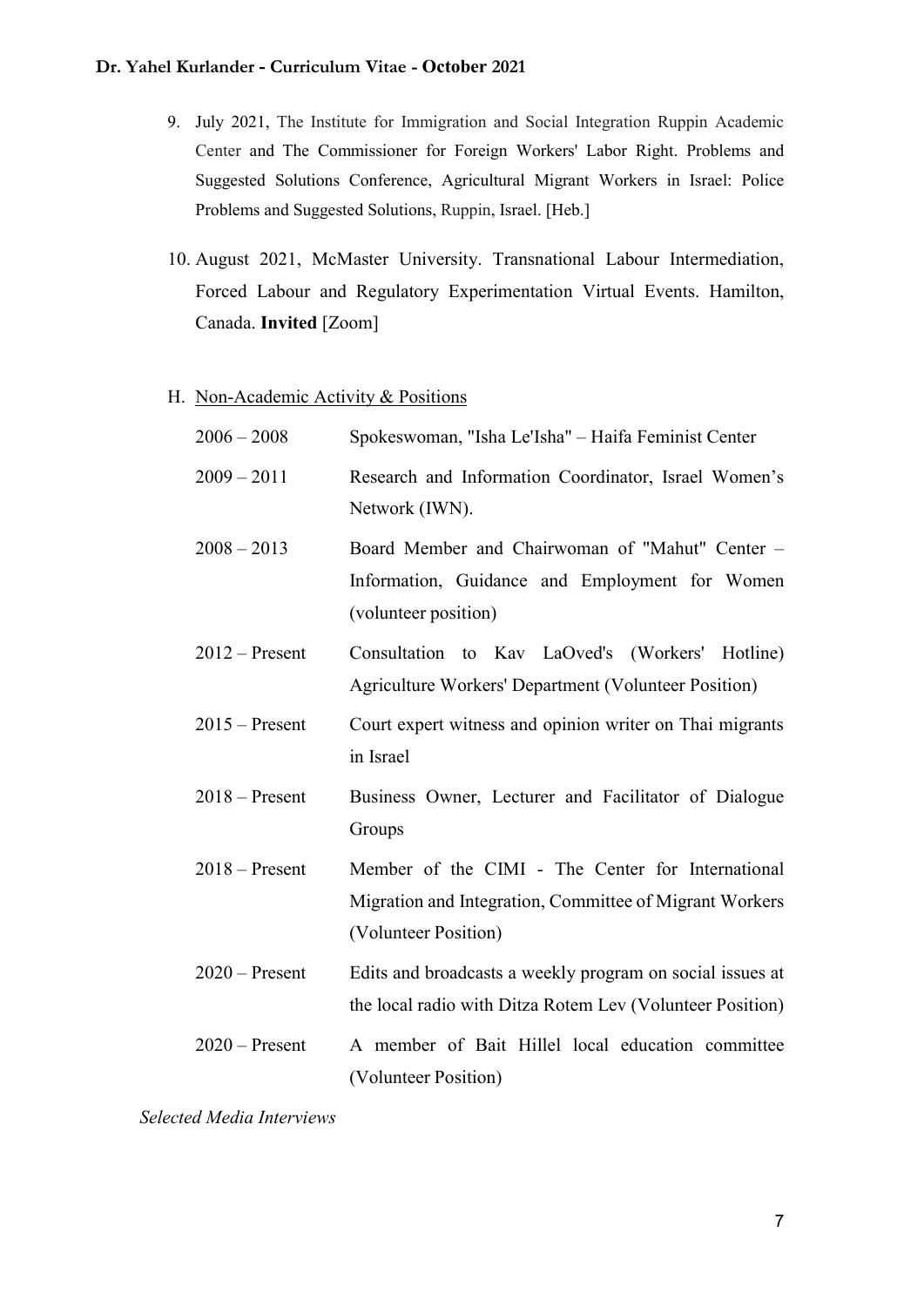9. July 2021, The Institute for Immigration and Social Integration Ruppin Academic Center and The Commissioner for Foreign Workers' Labor Right. Problems and Suggested Solutions Conference, Agricultural Migrant Workers in Israel: Police Problems and Suggested Solutions, Ruppin, Israel. [Heb.]

10. August 2021, McMaster University. Transnational Labour Intermediation, Forced Labour and Regulatory Experimentation Virtual Events. Hamilton, Canada. **Invited** [Zoom]

## H. Non-Academic Activity & Positions

| | |
|---|---|
| 2006 – 2008 | Spokeswoman, "Isha Le'Isha" – Haifa Feminist Center |
| 2009 – 2011 | Research and Information Coordinator, Israel Women's Network (IWN). |
| 2008 – 2013 | Board Member and Chairwoman of "Mahut" Center – Information, Guidance and Employment for Women (volunteer position) |
| 2012 – Present | Consultation to Kav LaOved's (Workers' Hotline) Agriculture Workers' Department (Volunteer Position) |
| 2015 – Present | Court expert witness and opinion writer on Thai migrants in Israel |
| 2018 – Present | Business Owner, Lecturer and Facilitator of Dialogue Groups |
| 2018 – Present | Member of the CIMI - The Center for International Migration and Integration, Committee of Migrant Workers (Volunteer Position) |
| 2020 – Present | Edits and broadcasts a weekly program on social issues at the local radio with Ditza Rotem Lev (Volunteer Position) |
| 2020 – Present | A member of Bait Hillel local education committee (Volunteer Position) |

*Selected Media Interviews*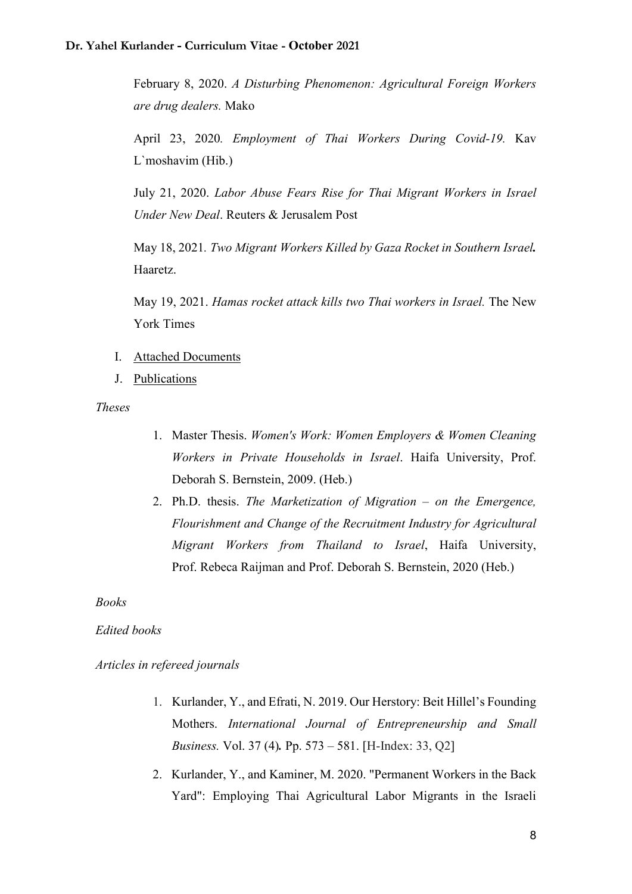February 8, 2020. *A Disturbing Phenomenon: Agricultural Foreign Workers are drug dealers.* Mako

April 23, 2020*. Employment of Thai Workers During Covid-19.* Kav L`moshavim (Hib.)

July 21, 2020. *Labor Abuse Fears Rise for Thai Migrant Workers in Israel Under New Deal*. Reuters & Jerusalem Post

May 18, 2021*. Two Migrant Workers Killed by Gaza Rocket in Southern Israel**.*** Haaretz.

May 19, 2021. *Hamas rocket attack kills two Thai workers in Israel.* The New York Times

I. Attached Documents

J. Publications

*Theses*

1. Master Thesis. *Women's Work: Women Employers & Women Cleaning Workers in Private Households in Israel*. Haifa University, Prof. Deborah S. Bernstein, 2009. (Heb.)
2. Ph.D. thesis. *The Marketization of Migration – on the Emergence, Flourishment and Change of the Recruitment Industry for Agricultural Migrant Workers from Thailand to Israel*, Haifa University, Prof. Rebeca Raijman and Prof. Deborah S. Bernstein, 2020 (Heb.)

*Books*

*Edited books*

*Articles in refereed journals*

1. Kurlander, Y., and Efrati, N. 2019. Our Herstory: Beit Hillel's Founding Mothers. *International Journal of Entrepreneurship and Small Business.* Vol. 37 (4)*.* Pp. 573 – 581. [H-Index: 33, Q2]
2. Kurlander, Y., and Kaminer, M. 2020. "Permanent Workers in the Back Yard": Employing Thai Agricultural Labor Migrants in the Israeli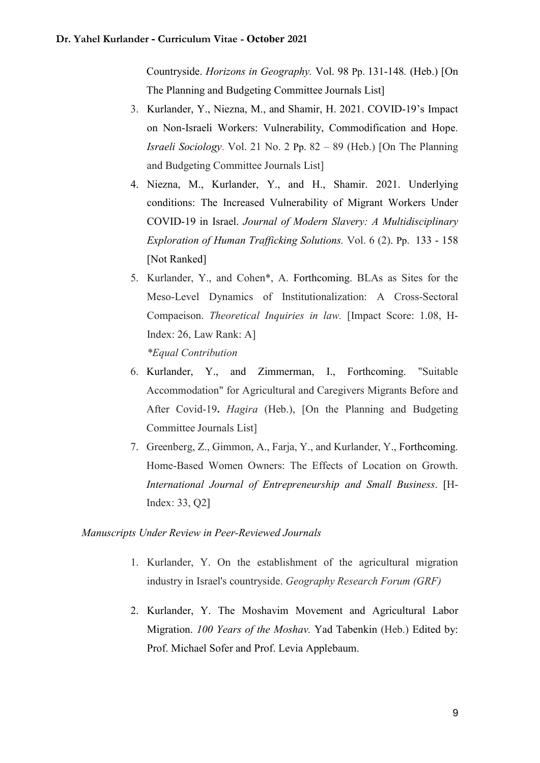Countryside. *Horizons in Geography.* Vol. 98 Pp. 131-148. (Heb.) [On The Planning and Budgeting Committee Journals List]

3. Kurlander, Y., Niezna, M., and Shamir, H. 2021. COVID-19's Impact on Non-Israeli Workers: Vulnerability, Commodification and Hope. *Israeli Sociology*. Vol. 21 No. 2 Pp. 82 – 89 (Heb.) [On The Planning and Budgeting Committee Journals List]
4. Niezna, M., Kurlander, Y., and H., Shamir. 2021. Underlying conditions: The Increased Vulnerability of Migrant Workers Under COVID-19 in Israel. *Journal of Modern Slavery: A Multidisciplinary Exploration of Human Trafficking Solutions.* Vol. 6 (2). Pp. 133 - 158 [Not Ranked]
5. Kurlander, Y., and Cohen*, A. Forthcoming. BLAs as Sites for the Meso-Level Dynamics of Institutionalization: A Cross-Sectoral Compaeison. *Theoretical Inquiries in law.* [Impact Score: 1.08, H-Index: 26, Law Rank: A]
   *\*Equal Contribution*
6. Kurlander, Y., and Zimmerman, I., Forthcoming. "Suitable Accommodation" for Agricultural and Caregivers Migrants Before and After Covid-19**.** *Hagira* (Heb.), [On the Planning and Budgeting Committee Journals List]
7. Greenberg, Z., Gimmon, A., Farja, Y., and Kurlander, Y., Forthcoming. Home-Based Women Owners: The Effects of Location on Growth. *International Journal of Entrepreneurship and Small Business*. [H-Index: 33, Q2]

*Manuscripts Under Review in Peer-Reviewed Journals*

1. Kurlander, Y. On the establishment of the agricultural migration industry in Israel's countryside. *Geography Research Forum (GRF)*
2. Kurlander, Y. The Moshavim Movement and Agricultural Labor Migration. *100 Years of the Moshav.* Yad Tabenkin (Heb.) Edited by: Prof. Michael Sofer and Prof. Levia Applebaum.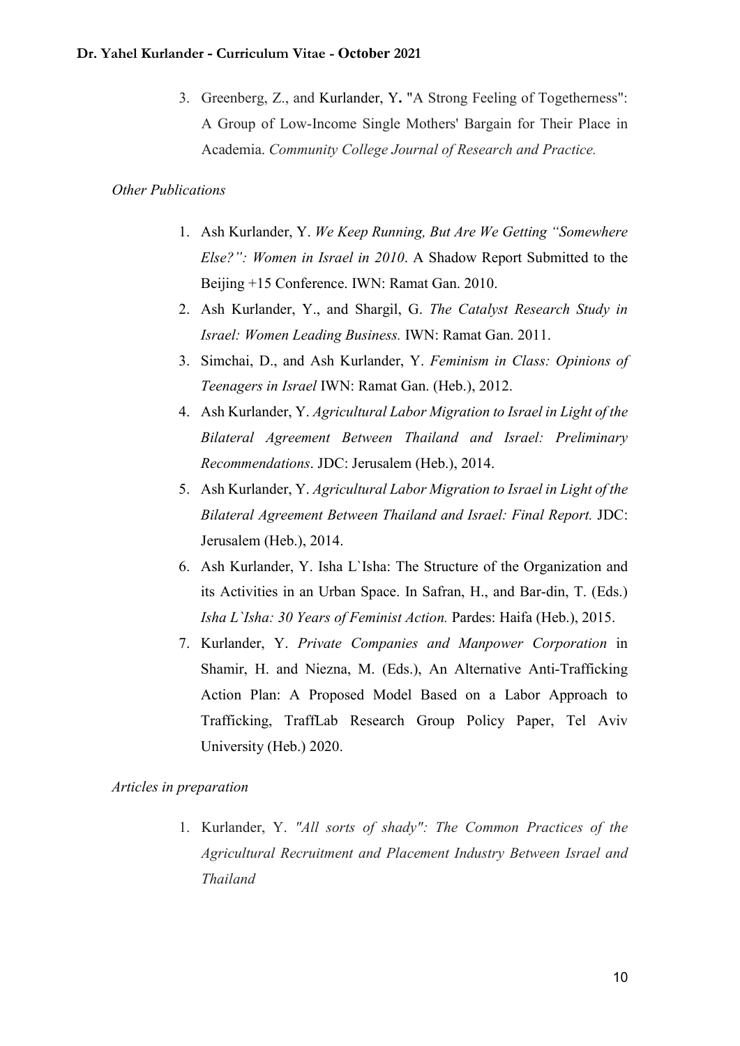3. Greenberg, Z., and Kurlander, Y. "A Strong Feeling of Togetherness": A Group of Low-Income Single Mothers' Bargain for Their Place in Academia. *Community College Journal of Research and Practice.*

*Other Publications*

1. Ash Kurlander, Y. *We Keep Running, But Are We Getting "Somewhere Else?": Women in Israel in 2010*. A Shadow Report Submitted to the Beijing +15 Conference. IWN: Ramat Gan. 2010.
2. Ash Kurlander, Y., and Shargil, G. *The Catalyst Research Study in Israel: Women Leading Business.* IWN: Ramat Gan. 2011.
3. Simchai, D., and Ash Kurlander, Y. *Feminism in Class: Opinions of Teenagers in Israel* IWN: Ramat Gan. (Heb.), 2012.
4. Ash Kurlander, Y. *Agricultural Labor Migration to Israel in Light of the Bilateral Agreement Between Thailand and Israel: Preliminary Recommendations*. JDC: Jerusalem (Heb.), 2014.
5. Ash Kurlander, Y. *Agricultural Labor Migration to Israel in Light of the Bilateral Agreement Between Thailand and Israel: Final Report.* JDC: Jerusalem (Heb.), 2014.
6. Ash Kurlander, Y. Isha L`Isha: The Structure of the Organization and its Activities in an Urban Space. In Safran, H., and Bar-din, T. (Eds.) *Isha L`Isha: 30 Years of Feminist Action.* Pardes: Haifa (Heb.), 2015.
7. Kurlander, Y. *Private Companies and Manpower Corporation* in Shamir, H. and Niezna, M. (Eds.), An Alternative Anti-Trafficking Action Plan: A Proposed Model Based on a Labor Approach to Trafficking, TraffLab Research Group Policy Paper, Tel Aviv University (Heb.) 2020.

*Articles in preparation*

1. Kurlander, Y. *"All sorts of shady": The Common Practices of the Agricultural Recruitment and Placement Industry Between Israel and Thailand*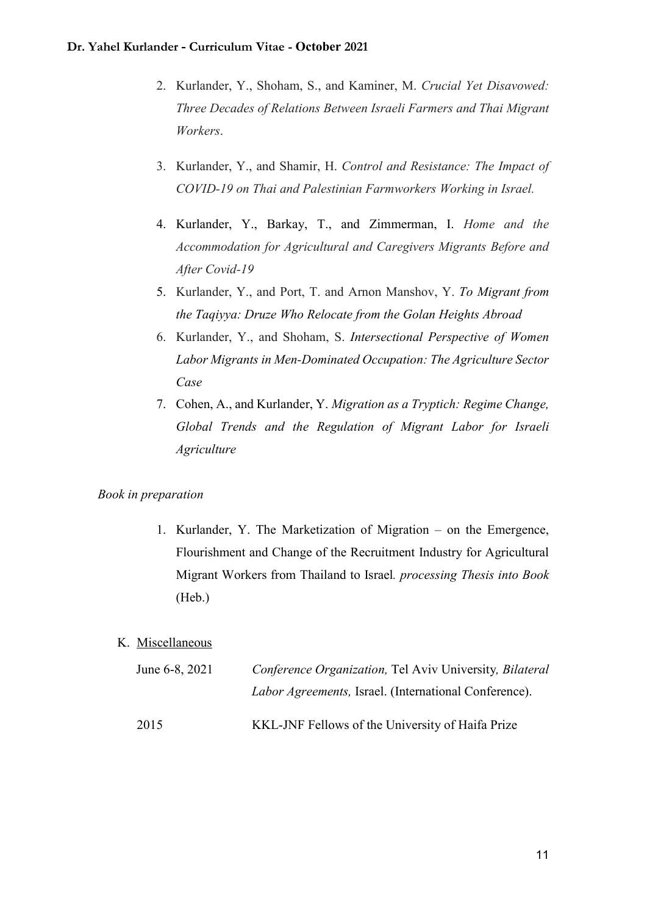2. Kurlander, Y., Shoham, S., and Kaminer, M. *Crucial Yet Disavowed: Three Decades of Relations Between Israeli Farmers and Thai Migrant Workers*.
3. Kurlander, Y., and Shamir, H. *Control and Resistance: The Impact of COVID-19 on Thai and Palestinian Farmworkers Working in Israel.*
4. Kurlander, Y., Barkay, T., and Zimmerman, I. *Home and the Accommodation for Agricultural and Caregivers Migrants Before and After Covid-19*
5. Kurlander, Y., and Port, T. and Arnon Manshov, Y. *To Migrant from the Taqiyya: Druze Who Relocate from the Golan Heights Abroad*
6. Kurlander, Y., and Shoham, S. *Intersectional Perspective of Women Labor Migrants in Men-Dominated Occupation: The Agriculture Sector Case*
7. Cohen, A., and Kurlander, Y. *Migration as a Tryptich: Regime Change, Global Trends and the Regulation of Migrant Labor for Israeli Agriculture*

*Book in preparation*

1. Kurlander, Y. The Marketization of Migration – on the Emergence, Flourishment and Change of the Recruitment Industry for Agricultural Migrant Workers from Thailand to Israel*. processing Thesis into Book* (Heb.)

K. Miscellaneous

| | |
|---|---|
| June 6-8, 2021 | *Conference Organization,* Tel Aviv University*, Bilateral Labor Agreements,* Israel. (International Conference). |
| 2015 | KKL-JNF Fellows of the University of Haifa Prize |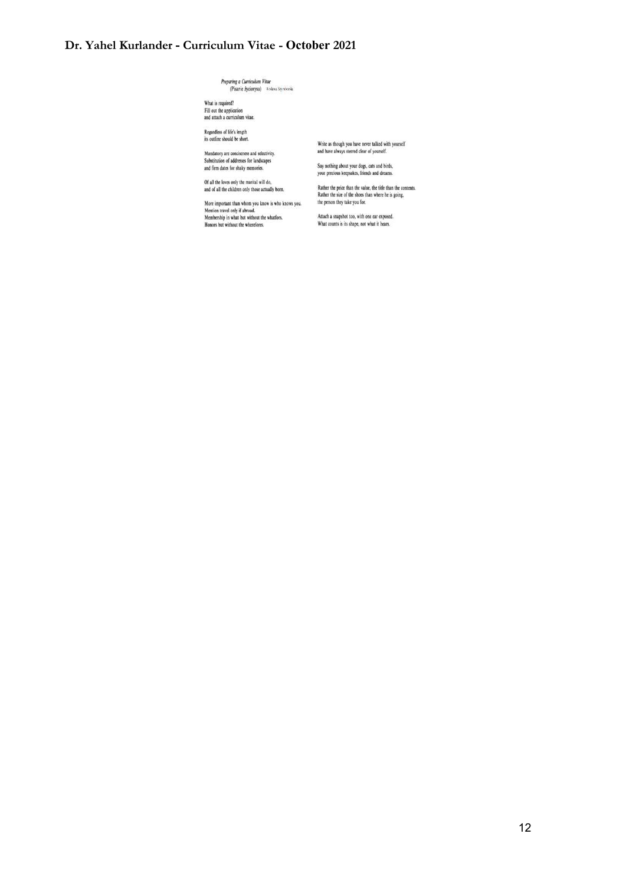*Preparing a Curriculum Vitae*
(Pisanie życiorysu) Wisława Szymborska

What is required?
Fill out the application
and attach a curriculum vitae.

Regardless of life's length
its outline should be short.

Mandatory are conciseness and selectivity.
Substitution of addresses for landscapes
and firm dates for shaky memories.

Of all the loves only the marital will do,
and of all the children only those actually born.

More important than whom you know is who knows you.
Mention travel only if abroad.
Membership in what but without the whatfors.
Honors but without the wherefores.

Write as though you have never talked with yourself
and have always steered clear of yourself.

Say nothing about your dogs, cats and birds,
your precious keepsakes, friends and dreams.

Rather the price than the value, the title than the contents.
Rather the size of the shoes than where he is going,
the person they take you for.

Attach a snapshot too, with one ear exposed.
What counts is its shape, not what it hears.